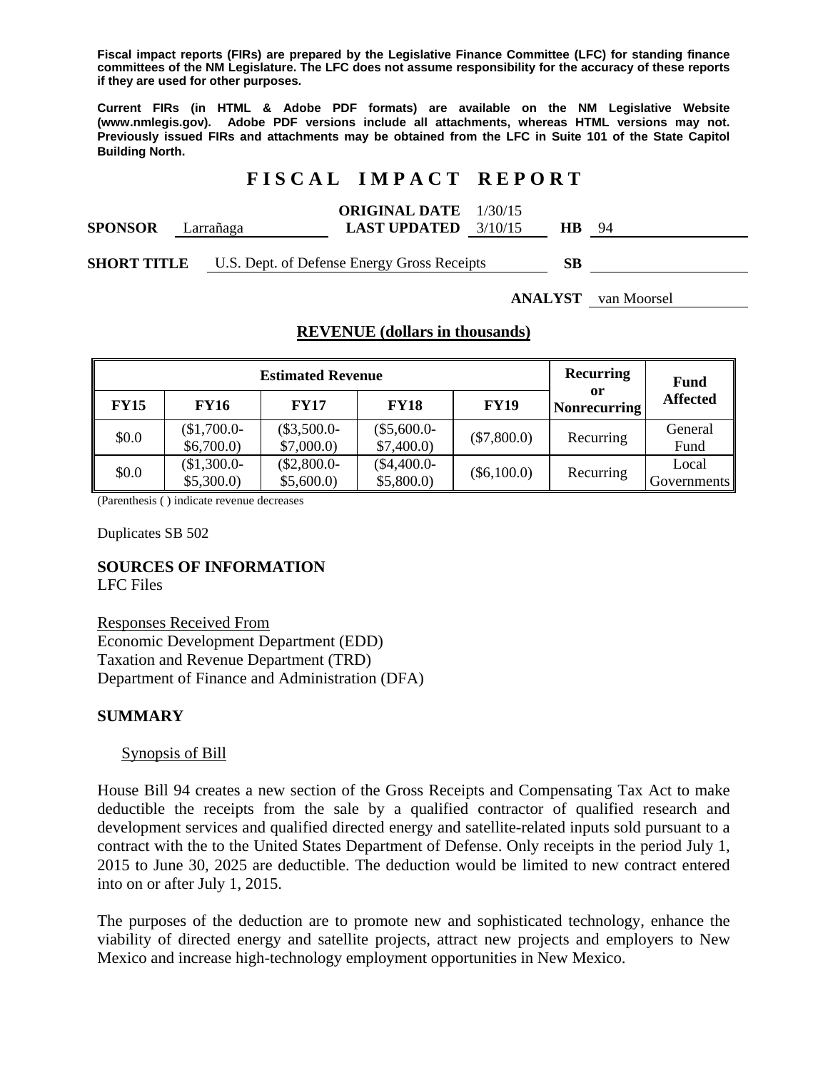**Fiscal impact reports (FIRs) are prepared by the Legislative Finance Committee (LFC) for standing finance committees of the NM Legislature. The LFC does not assume responsibility for the accuracy of these reports if they are used for other purposes.**

**Current FIRs (in HTML & Adobe PDF formats) are available on the NM Legislative Website (www.nmlegis.gov). Adobe PDF versions include all attachments, whereas HTML versions may not. Previously issued FIRs and attachments may be obtained from the LFC in Suite 101 of the State Capitol Building North.**

# F I S C A L   I M P A C T   R E P O R T

**SPONSOR** Larrañaga **ORIGINAL DATE** 1/30/15 **LAST UPDATED** 3/10/15 **HB** 94

**SHORT TITLE** U.S. Dept. of Defense Energy Gross Receipts **SB**

**ANALYST** van Moorsel

## REVENUE (dollars in thousands)

| Estimated Revenue | | | | | Recurring or Nonrecurring | Fund Affected |
|---|---|---|---|---|---|---|
| **FY15** | **FY16** | **FY17** | **FY18** | **FY19** | | |
| $0.0 | ($1,700.0-$6,700.0) | ($3,500.0-$7,000.0) | ($5,600.0-$7,400.0) | ($7,800.0) | Recurring | General Fund |
| $0.0 | ($1,300.0-$5,300.0) | ($2,800.0-$5,600.0) | ($4,400.0-$5,800.0) | ($6,100.0) | Recurring | Local Governments |

(Parenthesis ( ) indicate revenue decreases

Duplicates SB 502

**SOURCES OF INFORMATION**
LFC Files

Responses Received From
Economic Development Department (EDD)
Taxation and Revenue Department (TRD)
Department of Finance and Administration (DFA)

## SUMMARY

Synopsis of Bill

House Bill 94 creates a new section of the Gross Receipts and Compensating Tax Act to make deductible the receipts from the sale by a qualified contractor of qualified research and development services and qualified directed energy and satellite-related inputs sold pursuant to a contract with the to the United States Department of Defense. Only receipts in the period July 1, 2015 to June 30, 2025 are deductible. The deduction would be limited to new contract entered into on or after July 1, 2015.

The purposes of the deduction are to promote new and sophisticated technology, enhance the viability of directed energy and satellite projects, attract new projects and employers to New Mexico and increase high-technology employment opportunities in New Mexico.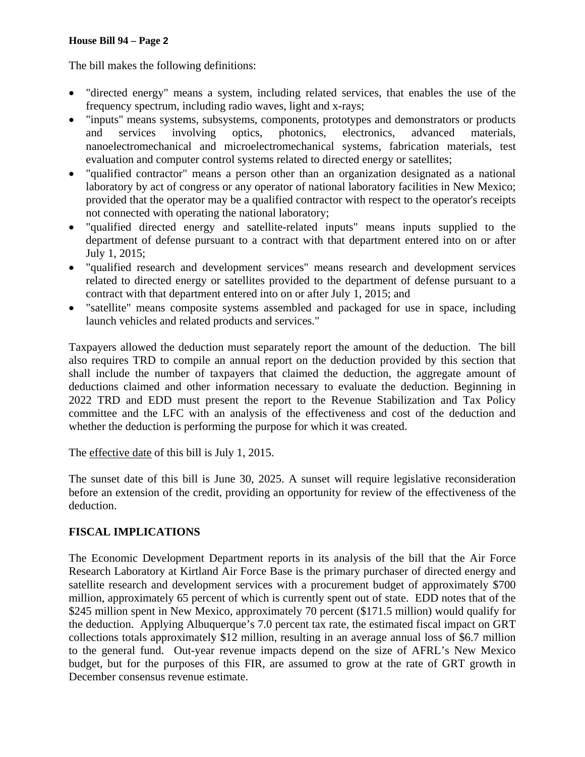The bill makes the following definitions:

- "directed energy" means a system, including related services, that enables the use of the frequency spectrum, including radio waves, light and x-rays;
- "inputs" means systems, subsystems, components, prototypes and demonstrators or products and services involving optics, photonics, electronics, advanced materials, nanoelectromechanical and microelectromechanical systems, fabrication materials, test evaluation and computer control systems related to directed energy or satellites;
- "qualified contractor" means a person other than an organization designated as a national laboratory by act of congress or any operator of national laboratory facilities in New Mexico; provided that the operator may be a qualified contractor with respect to the operator's receipts not connected with operating the national laboratory;
- "qualified directed energy and satellite-related inputs" means inputs supplied to the department of defense pursuant to a contract with that department entered into on or after July 1, 2015;
- "qualified research and development services" means research and development services related to directed energy or satellites provided to the department of defense pursuant to a contract with that department entered into on or after July 1, 2015; and
- "satellite" means composite systems assembled and packaged for use in space, including launch vehicles and related products and services."

Taxpayers allowed the deduction must separately report the amount of the deduction. The bill also requires TRD to compile an annual report on the deduction provided by this section that shall include the number of taxpayers that claimed the deduction, the aggregate amount of deductions claimed and other information necessary to evaluate the deduction. Beginning in 2022 TRD and EDD must present the report to the Revenue Stabilization and Tax Policy committee and the LFC with an analysis of the effectiveness and cost of the deduction and whether the deduction is performing the purpose for which it was created.

The effective date of this bill is July 1, 2015.

The sunset date of this bill is June 30, 2025. A sunset will require legislative reconsideration before an extension of the credit, providing an opportunity for review of the effectiveness of the deduction.

## FISCAL IMPLICATIONS

The Economic Development Department reports in its analysis of the bill that the Air Force Research Laboratory at Kirtland Air Force Base is the primary purchaser of directed energy and satellite research and development services with a procurement budget of approximately $700 million, approximately 65 percent of which is currently spent out of state. EDD notes that of the $245 million spent in New Mexico, approximately 70 percent ($171.5 million) would qualify for the deduction. Applying Albuquerque's 7.0 percent tax rate, the estimated fiscal impact on GRT collections totals approximately $12 million, resulting in an average annual loss of $6.7 million to the general fund. Out-year revenue impacts depend on the size of AFRL's New Mexico budget, but for the purposes of this FIR, are assumed to grow at the rate of GRT growth in December consensus revenue estimate.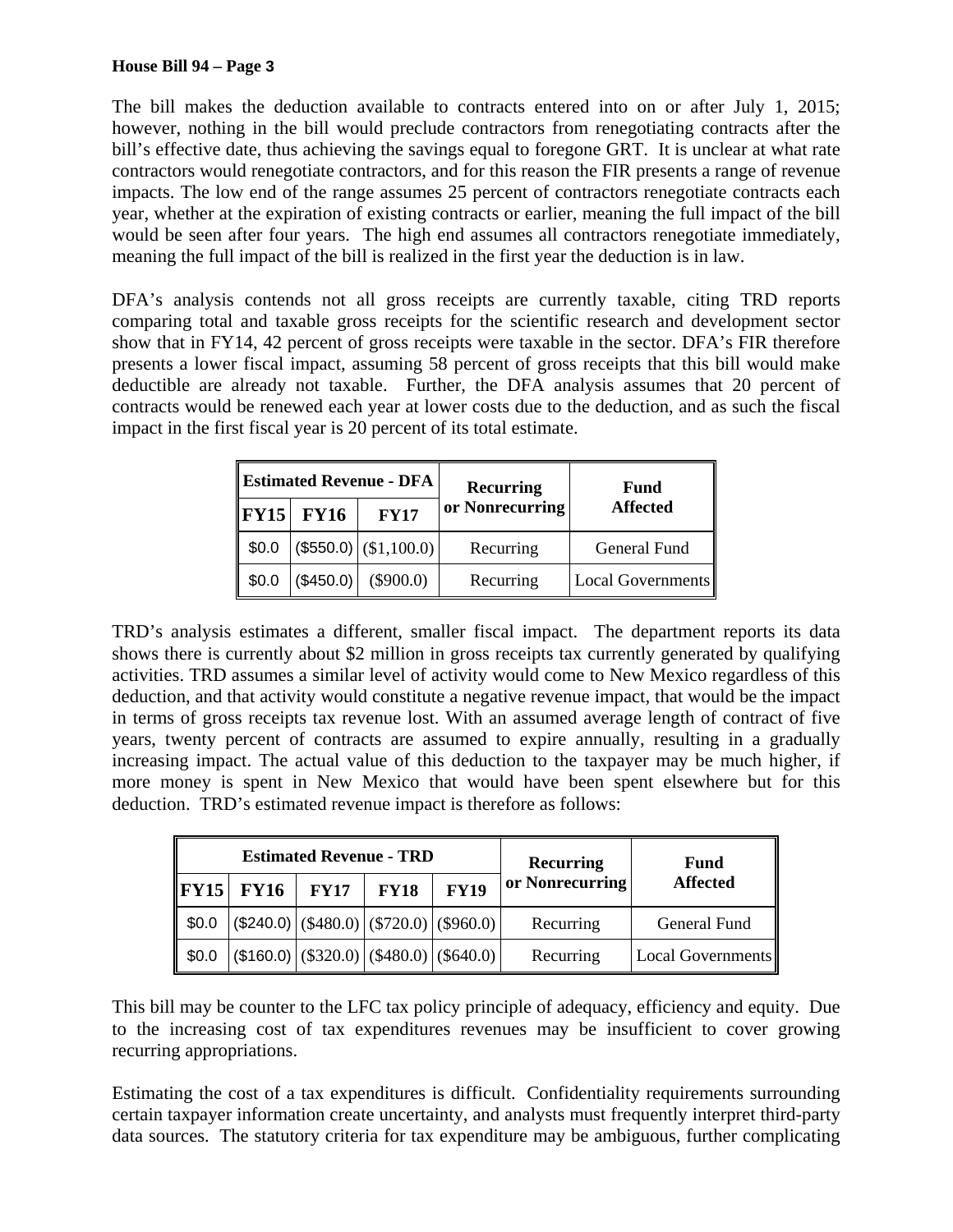The bill makes the deduction available to contracts entered into on or after July 1, 2015; however, nothing in the bill would preclude contractors from renegotiating contracts after the bill's effective date, thus achieving the savings equal to foregone GRT. It is unclear at what rate contractors would renegotiate contractors, and for this reason the FIR presents a range of revenue impacts. The low end of the range assumes 25 percent of contractors renegotiate contracts each year, whether at the expiration of existing contracts or earlier, meaning the full impact of the bill would be seen after four years. The high end assumes all contractors renegotiate immediately, meaning the full impact of the bill is realized in the first year the deduction is in law.

DFA's analysis contends not all gross receipts are currently taxable, citing TRD reports comparing total and taxable gross receipts for the scientific research and development sector show that in FY14, 42 percent of gross receipts were taxable in the sector. DFA's FIR therefore presents a lower fiscal impact, assuming 58 percent of gross receipts that this bill would make deductible are already not taxable. Further, the DFA analysis assumes that 20 percent of contracts would be renewed each year at lower costs due to the deduction, and as such the fiscal impact in the first fiscal year is 20 percent of its total estimate.

| Estimated Revenue - DFA | | | Recurring or Nonrecurring | Fund Affected |
|---|---|---|---|---|
| FY15 | FY16 | FY17 | | |
| $0.0 | ($550.0) | ($1,100.0) | Recurring | General Fund |
| $0.0 | ($450.0) | ($900.0) | Recurring | Local Governments |

TRD's analysis estimates a different, smaller fiscal impact. The department reports its data shows there is currently about $2 million in gross receipts tax currently generated by qualifying activities. TRD assumes a similar level of activity would come to New Mexico regardless of this deduction, and that activity would constitute a negative revenue impact, that would be the impact in terms of gross receipts tax revenue lost. With an assumed average length of contract of five years, twenty percent of contracts are assumed to expire annually, resulting in a gradually increasing impact. The actual value of this deduction to the taxpayer may be much higher, if more money is spent in New Mexico that would have been spent elsewhere but for this deduction. TRD's estimated revenue impact is therefore as follows:

| Estimated Revenue - TRD | | | | | Recurring or Nonrecurring | Fund Affected |
|---|---|---|---|---|---|---|
| FY15 | FY16 | FY17 | FY18 | FY19 | | |
| $0.0 | ($240.0) | ($480.0) | ($720.0) | ($960.0) | Recurring | General Fund |
| $0.0 | ($160.0) | ($320.0) | ($480.0) | ($640.0) | Recurring | Local Governments |

This bill may be counter to the LFC tax policy principle of adequacy, efficiency and equity. Due to the increasing cost of tax expenditures revenues may be insufficient to cover growing recurring appropriations.

Estimating the cost of a tax expenditures is difficult. Confidentiality requirements surrounding certain taxpayer information create uncertainty, and analysts must frequently interpret third-party data sources. The statutory criteria for tax expenditure may be ambiguous, further complicating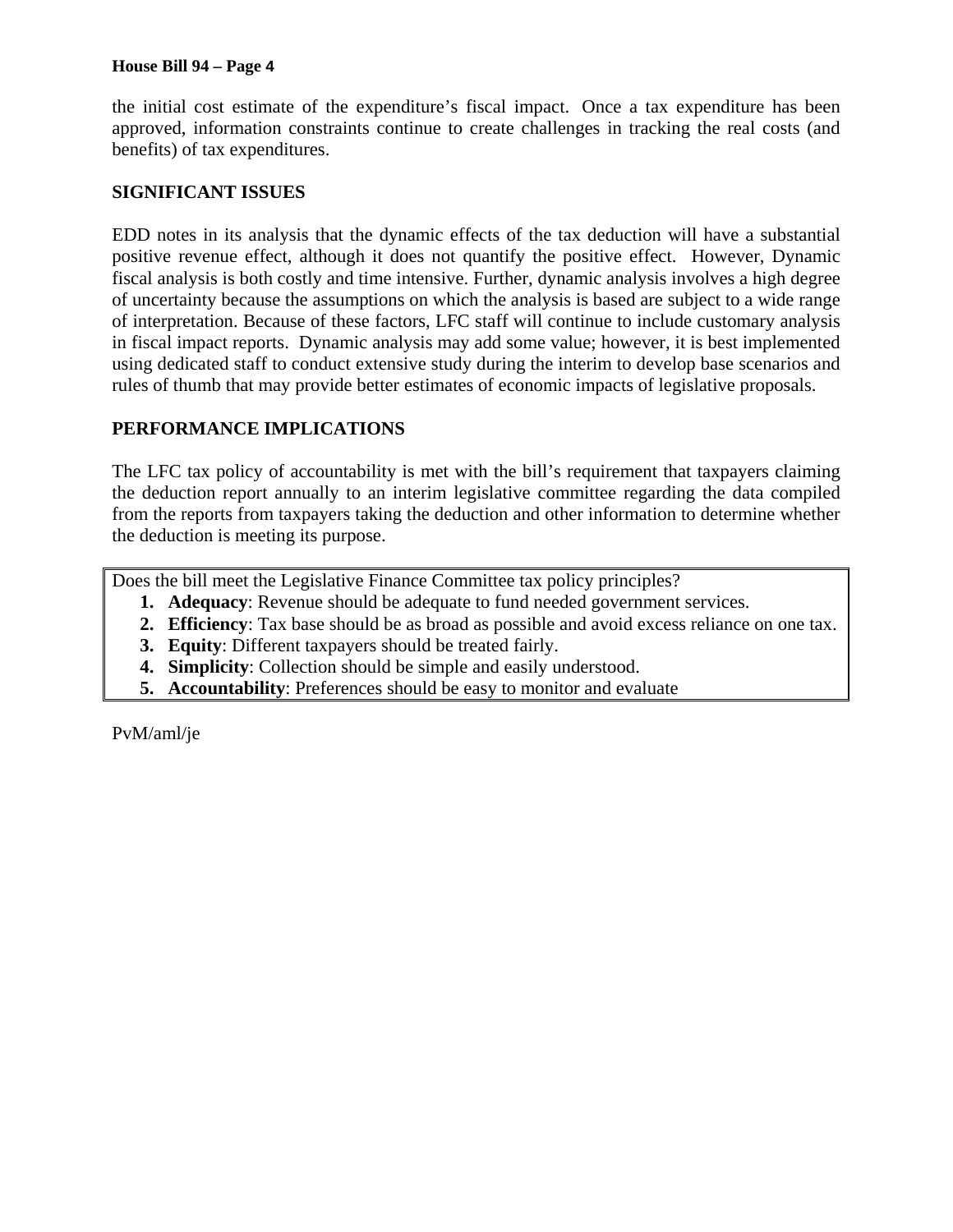the initial cost estimate of the expenditure's fiscal impact. Once a tax expenditure has been approved, information constraints continue to create challenges in tracking the real costs (and benefits) of tax expenditures.

**SIGNIFICANT ISSUES**

EDD notes in its analysis that the dynamic effects of the tax deduction will have a substantial positive revenue effect, although it does not quantify the positive effect. However, Dynamic fiscal analysis is both costly and time intensive. Further, dynamic analysis involves a high degree of uncertainty because the assumptions on which the analysis is based are subject to a wide range of interpretation. Because of these factors, LFC staff will continue to include customary analysis in fiscal impact reports. Dynamic analysis may add some value; however, it is best implemented using dedicated staff to conduct extensive study during the interim to develop base scenarios and rules of thumb that may provide better estimates of economic impacts of legislative proposals.

**PERFORMANCE IMPLICATIONS**

The LFC tax policy of accountability is met with the bill's requirement that taxpayers claiming the deduction report annually to an interim legislative committee regarding the data compiled from the reports from taxpayers taking the deduction and other information to determine whether the deduction is meeting its purpose.

Does the bill meet the Legislative Finance Committee tax policy principles?

1. **Adequacy**: Revenue should be adequate to fund needed government services.
2. **Efficiency**: Tax base should be as broad as possible and avoid excess reliance on one tax.
3. **Equity**: Different taxpayers should be treated fairly.
4. **Simplicity**: Collection should be simple and easily understood.
5. **Accountability**: Preferences should be easy to monitor and evaluate

PvM/aml/je